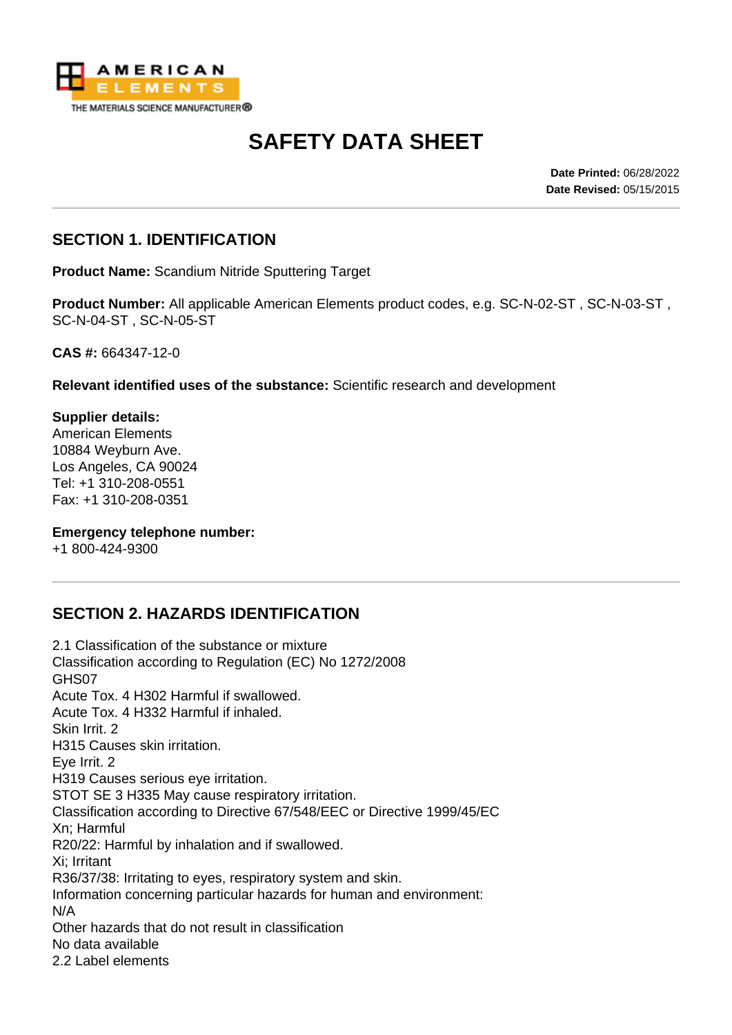AMERICAN ELEMENTS
THE MATERIALS SCIENCE MANUFACTURER®

# SAFETY DATA SHEET

**Date Printed:** 06/28/2022
**Date Revised:** 05/15/2015

## SECTION 1. IDENTIFICATION

**Product Name:** Scandium Nitride Sputtering Target

**Product Number:** All applicable American Elements product codes, e.g. SC-N-02-ST , SC-N-03-ST , SC-N-04-ST , SC-N-05-ST

**CAS #:** 664347-12-0

**Relevant identified uses of the substance:** Scientific research and development

**Supplier details:**
American Elements
10884 Weyburn Ave.
Los Angeles, CA 90024
Tel: +1 310-208-0551
Fax: +1 310-208-0351

**Emergency telephone number:**
+1 800-424-9300

## SECTION 2. HAZARDS IDENTIFICATION

2.1 Classification of the substance or mixture
Classification according to Regulation (EC) No 1272/2008
GHS07
Acute Tox. 4 H302 Harmful if swallowed.
Acute Tox. 4 H332 Harmful if inhaled.
Skin Irrit. 2
H315 Causes skin irritation.
Eye Irrit. 2
H319 Causes serious eye irritation.
STOT SE 3 H335 May cause respiratory irritation.
Classification according to Directive 67/548/EEC or Directive 1999/45/EC
Xn; Harmful
R20/22: Harmful by inhalation and if swallowed.
Xi; Irritant
R36/37/38: Irritating to eyes, respiratory system and skin.
Information concerning particular hazards for human and environment:
N/A
Other hazards that do not result in classification
No data available
2.2 Label elements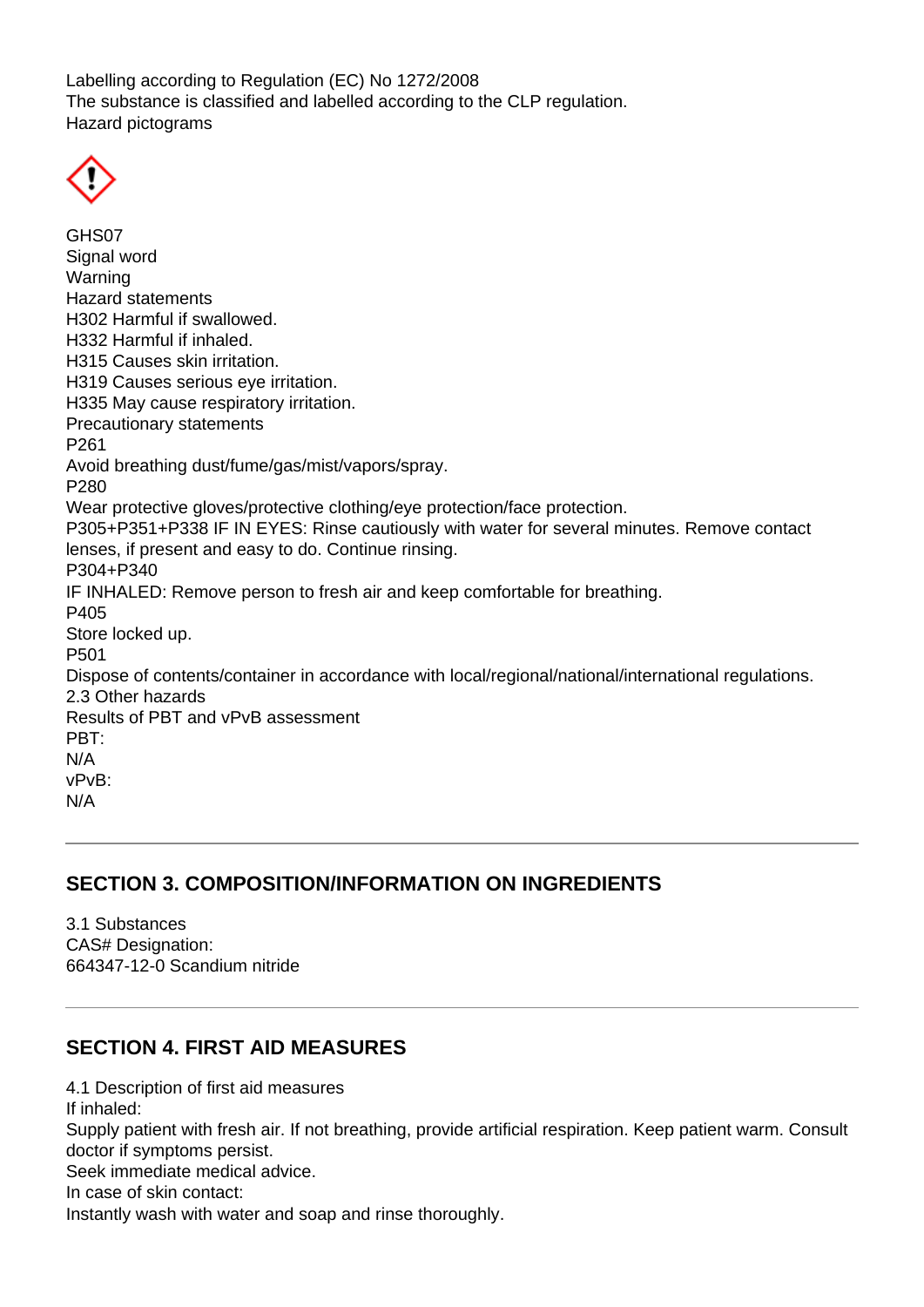Labelling according to Regulation (EC) No 1272/2008
The substance is classified and labelled according to the CLP regulation.
Hazard pictograms

GHS07
Signal word
Warning
Hazard statements
H302 Harmful if swallowed.
H332 Harmful if inhaled.
H315 Causes skin irritation.
H319 Causes serious eye irritation.
H335 May cause respiratory irritation.
Precautionary statements
P261
Avoid breathing dust/fume/gas/mist/vapors/spray.
P280
Wear protective gloves/protective clothing/eye protection/face protection.
P305+P351+P338 IF IN EYES: Rinse cautiously with water for several minutes. Remove contact lenses, if present and easy to do. Continue rinsing.
P304+P340
IF INHALED: Remove person to fresh air and keep comfortable for breathing.
P405
Store locked up.
P501
Dispose of contents/container in accordance with local/regional/national/international regulations.
2.3 Other hazards
Results of PBT and vPvB assessment
PBT:
N/A
vPvB:
N/A

---

## SECTION 3. COMPOSITION/INFORMATION ON INGREDIENTS

3.1 Substances
CAS# Designation:
664347-12-0 Scandium nitride

---

## SECTION 4. FIRST AID MEASURES

4.1 Description of first aid measures
If inhaled:
Supply patient with fresh air. If not breathing, provide artificial respiration. Keep patient warm. Consult doctor if symptoms persist.
Seek immediate medical advice.
In case of skin contact:
Instantly wash with water and soap and rinse thoroughly.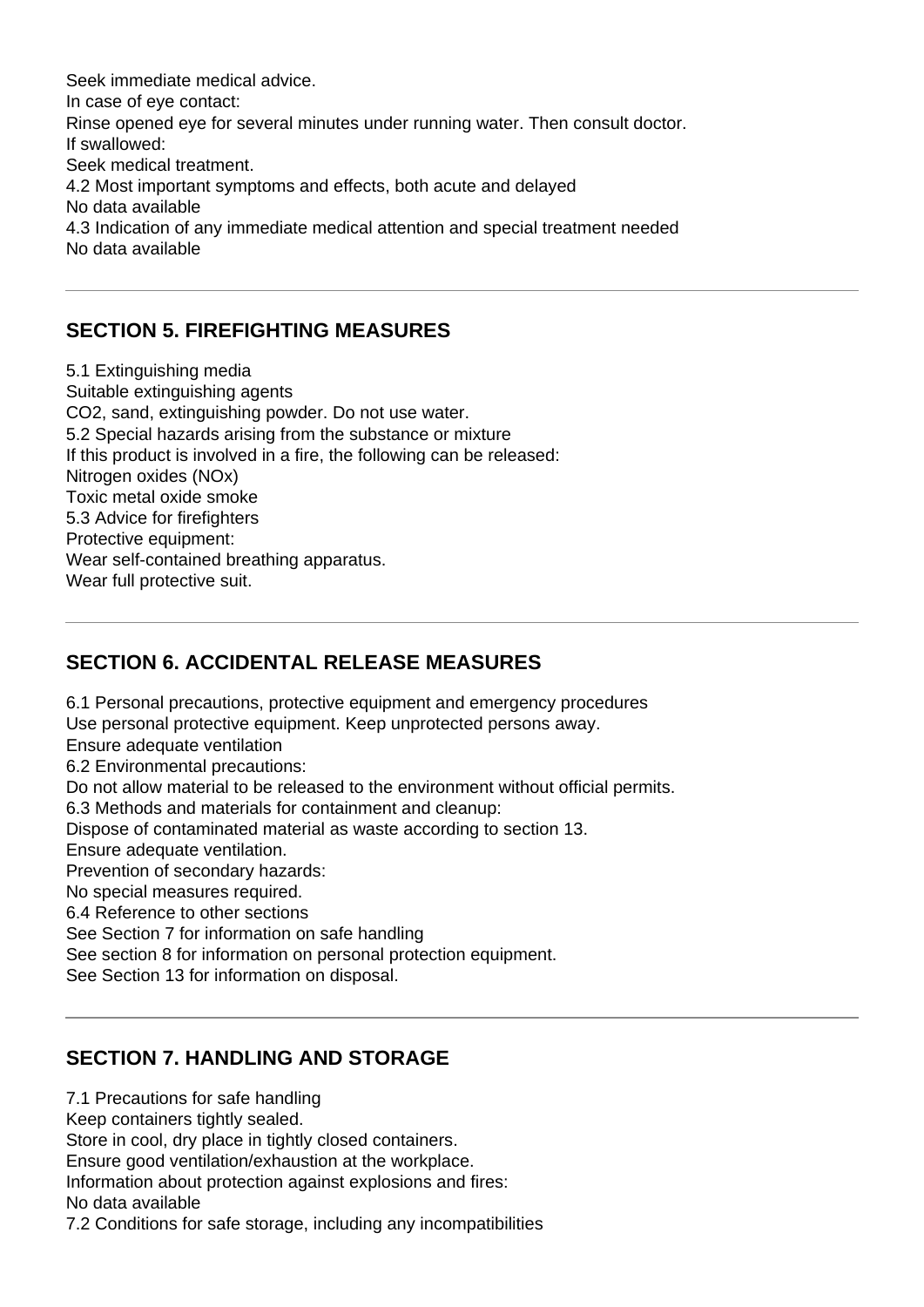Seek immediate medical advice.
In case of eye contact:
Rinse opened eye for several minutes under running water. Then consult doctor.
If swallowed:
Seek medical treatment.
4.2 Most important symptoms and effects, both acute and delayed
No data available
4.3 Indication of any immediate medical attention and special treatment needed
No data available

---

## SECTION 5. FIREFIGHTING MEASURES

5.1 Extinguishing media
Suitable extinguishing agents
$CO_2$, sand, extinguishing powder. Do not use water.
5.2 Special hazards arising from the substance or mixture
If this product is involved in a fire, the following can be released:
Nitrogen oxides ($NO_x$)
Toxic metal oxide smoke
5.3 Advice for firefighters
Protective equipment:
Wear self-contained breathing apparatus.
Wear full protective suit.

---

## SECTION 6. ACCIDENTAL RELEASE MEASURES

6.1 Personal precautions, protective equipment and emergency procedures
Use personal protective equipment. Keep unprotected persons away.
Ensure adequate ventilation
6.2 Environmental precautions:
Do not allow material to be released to the environment without official permits.
6.3 Methods and materials for containment and cleanup:
Dispose of contaminated material as waste according to section 13.
Ensure adequate ventilation.
Prevention of secondary hazards:
No special measures required.
6.4 Reference to other sections
See Section 7 for information on safe handling
See section 8 for information on personal protection equipment.
See Section 13 for information on disposal.

---

## SECTION 7. HANDLING AND STORAGE

7.1 Precautions for safe handling
Keep containers tightly sealed.
Store in cool, dry place in tightly closed containers.
Ensure good ventilation/exhaustion at the workplace.
Information about protection against explosions and fires:
No data available
7.2 Conditions for safe storage, including any incompatibilities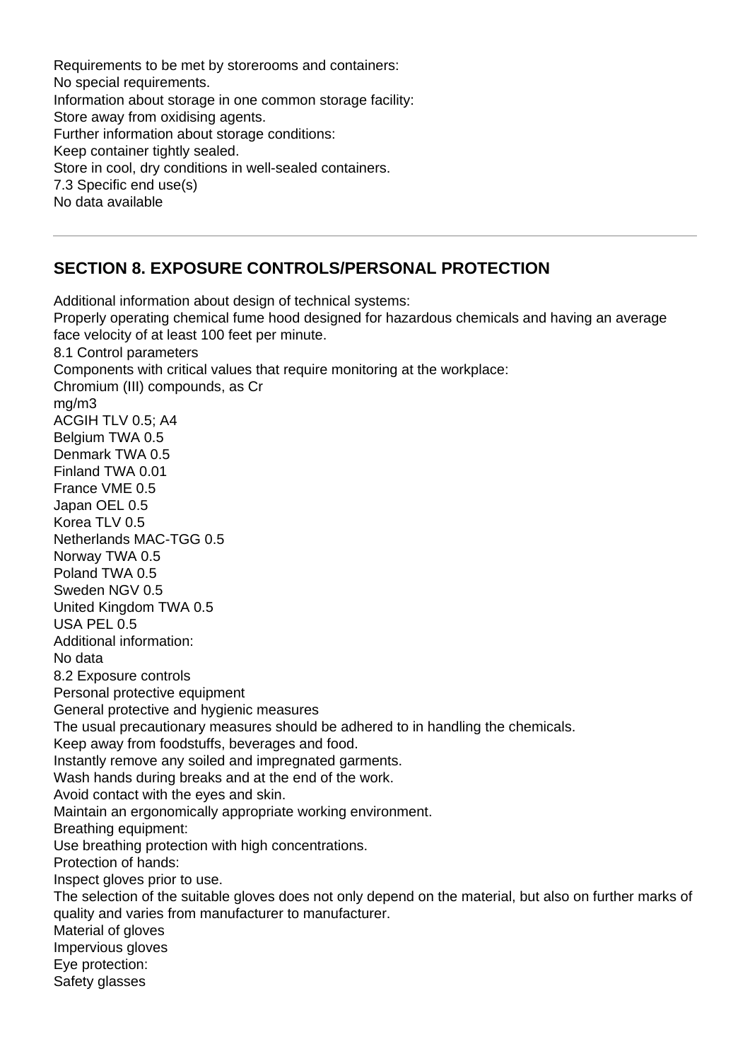Requirements to be met by storerooms and containers:
No special requirements.
Information about storage in one common storage facility:
Store away from oxidising agents.
Further information about storage conditions:
Keep container tightly sealed.
Store in cool, dry conditions in well-sealed containers.
7.3 Specific end use(s)
No data available

---

## SECTION 8. EXPOSURE CONTROLS/PERSONAL PROTECTION

Additional information about design of technical systems:
Properly operating chemical fume hood designed for hazardous chemicals and having an average face velocity of at least 100 feet per minute.
8.1 Control parameters
Components with critical values that require monitoring at the workplace:
Chromium (III) compounds, as Cr
mg/m3
ACGIH TLV 0.5; A4
Belgium TWA 0.5
Denmark TWA 0.5
Finland TWA 0.01
France VME 0.5
Japan OEL 0.5
Korea TLV 0.5
Netherlands MAC-TGG 0.5
Norway TWA 0.5
Poland TWA 0.5
Sweden NGV 0.5
United Kingdom TWA 0.5
USA PEL 0.5
Additional information:
No data
8.2 Exposure controls
Personal protective equipment
General protective and hygienic measures
The usual precautionary measures should be adhered to in handling the chemicals.
Keep away from foodstuffs, beverages and food.
Instantly remove any soiled and impregnated garments.
Wash hands during breaks and at the end of the work.
Avoid contact with the eyes and skin.
Maintain an ergonomically appropriate working environment.
Breathing equipment:
Use breathing protection with high concentrations.
Protection of hands:
Inspect gloves prior to use.
The selection of the suitable gloves does not only depend on the material, but also on further marks of quality and varies from manufacturer to manufacturer.
Material of gloves
Impervious gloves
Eye protection:
Safety glasses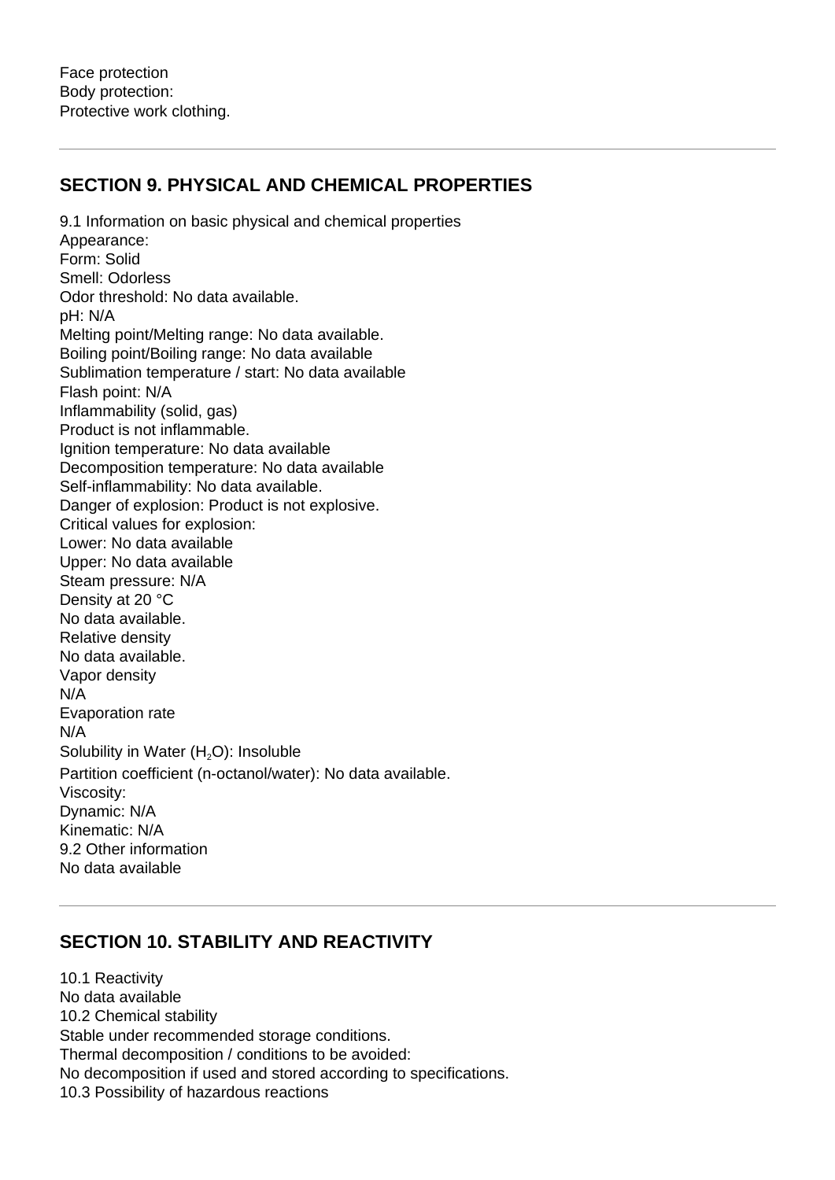Face protection
Body protection:
Protective work clothing.

## SECTION 9. PHYSICAL AND CHEMICAL PROPERTIES

9.1 Information on basic physical and chemical properties
Appearance:
Form: Solid
Smell: Odorless
Odor threshold: No data available.
pH: N/A
Melting point/Melting range: No data available.
Boiling point/Boiling range: No data available
Sublimation temperature / start: No data available
Flash point: N/A
Inflammability (solid, gas)
Product is not inflammable.
Ignition temperature: No data available
Decomposition temperature: No data available
Self-inflammability: No data available.
Danger of explosion: Product is not explosive.
Critical values for explosion:
Lower: No data available
Upper: No data available
Steam pressure: N/A
Density at 20 °C
No data available.
Relative density
No data available.
Vapor density
N/A
Evaporation rate
N/A
Solubility in Water ($H_2O$): Insoluble
Partition coefficient (n-octanol/water): No data available.
Viscosity:
Dynamic: N/A
Kinematic: N/A
9.2 Other information
No data available

## SECTION 10. STABILITY AND REACTIVITY

10.1 Reactivity
No data available
10.2 Chemical stability
Stable under recommended storage conditions.
Thermal decomposition / conditions to be avoided:
No decomposition if used and stored according to specifications.
10.3 Possibility of hazardous reactions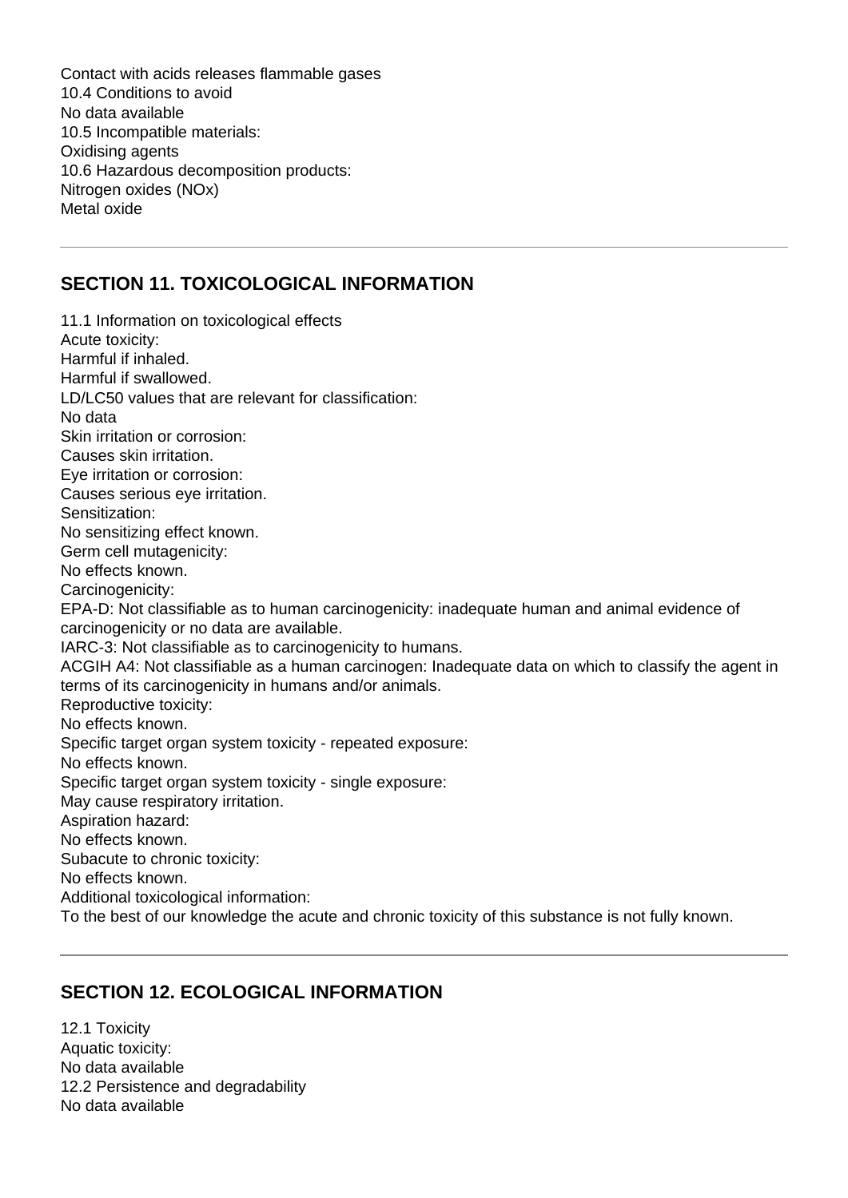Contact with acids releases flammable gases
10.4 Conditions to avoid
No data available
10.5 Incompatible materials:
Oxidising agents
10.6 Hazardous decomposition products:
Nitrogen oxides (NOx)
Metal oxide

---

## SECTION 11. TOXICOLOGICAL INFORMATION

11.1 Information on toxicological effects
Acute toxicity:
Harmful if inhaled.
Harmful if swallowed.
LD/LC50 values that are relevant for classification:
No data
Skin irritation or corrosion:
Causes skin irritation.
Eye irritation or corrosion:
Causes serious eye irritation.
Sensitization:
No sensitizing effect known.
Germ cell mutagenicity:
No effects known.
Carcinogenicity:
EPA-D: Not classifiable as to human carcinogenicity: inadequate human and animal evidence of carcinogenicity or no data are available.
IARC-3: Not classifiable as to carcinogenicity to humans.
ACGIH A4: Not classifiable as a human carcinogen: Inadequate data on which to classify the agent in terms of its carcinogenicity in humans and/or animals.
Reproductive toxicity:
No effects known.
Specific target organ system toxicity - repeated exposure:
No effects known.
Specific target organ system toxicity - single exposure:
May cause respiratory irritation.
Aspiration hazard:
No effects known.
Subacute to chronic toxicity:
No effects known.
Additional toxicological information:
To the best of our knowledge the acute and chronic toxicity of this substance is not fully known.

---

## SECTION 12. ECOLOGICAL INFORMATION

12.1 Toxicity
Aquatic toxicity:
No data available
12.2 Persistence and degradability
No data available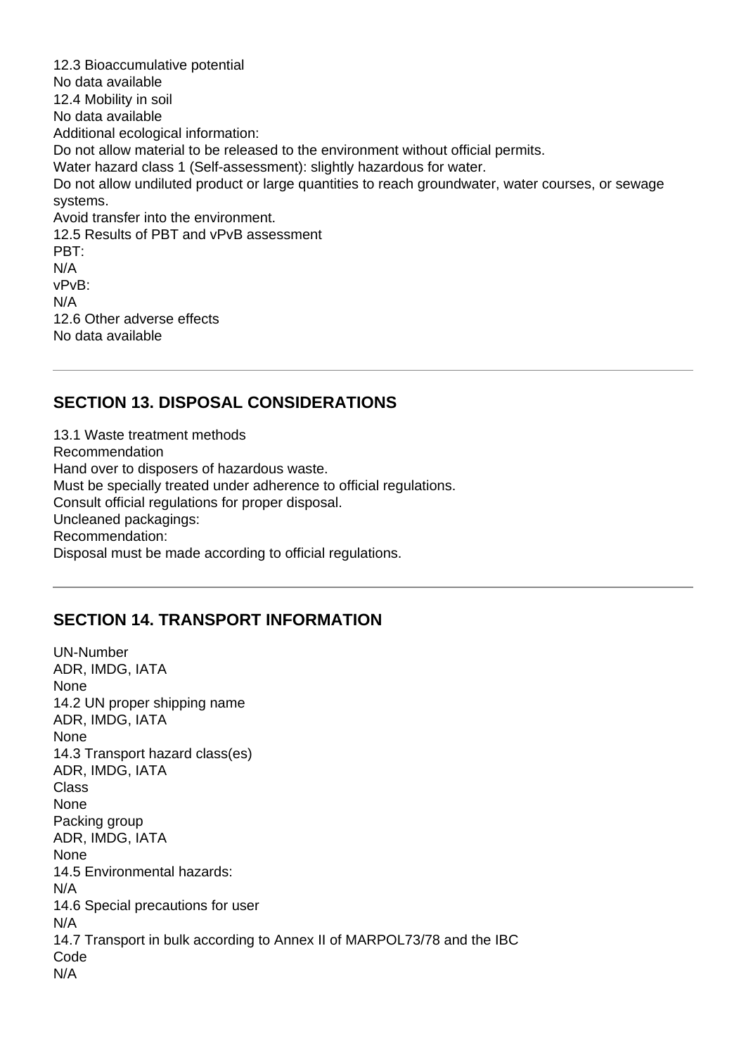12.3 Bioaccumulative potential
No data available
12.4 Mobility in soil
No data available
Additional ecological information:
Do not allow material to be released to the environment without official permits.
Water hazard class 1 (Self-assessment): slightly hazardous for water.
Do not allow undiluted product or large quantities to reach groundwater, water courses, or sewage systems.
Avoid transfer into the environment.
12.5 Results of PBT and vPvB assessment
PBT:
N/A
vPvB:
N/A
12.6 Other adverse effects
No data available

---

## SECTION 13. DISPOSAL CONSIDERATIONS

13.1 Waste treatment methods
Recommendation
Hand over to disposers of hazardous waste.
Must be specially treated under adherence to official regulations.
Consult official regulations for proper disposal.
Uncleaned packagings:
Recommendation:
Disposal must be made according to official regulations.

---

## SECTION 14. TRANSPORT INFORMATION

UN-Number
ADR, IMDG, IATA
None
14.2 UN proper shipping name
ADR, IMDG, IATA
None
14.3 Transport hazard class(es)
ADR, IMDG, IATA
Class
None
Packing group
ADR, IMDG, IATA
None
14.5 Environmental hazards:
N/A
14.6 Special precautions for user
N/A
14.7 Transport in bulk according to Annex II of MARPOL73/78 and the IBC Code
N/A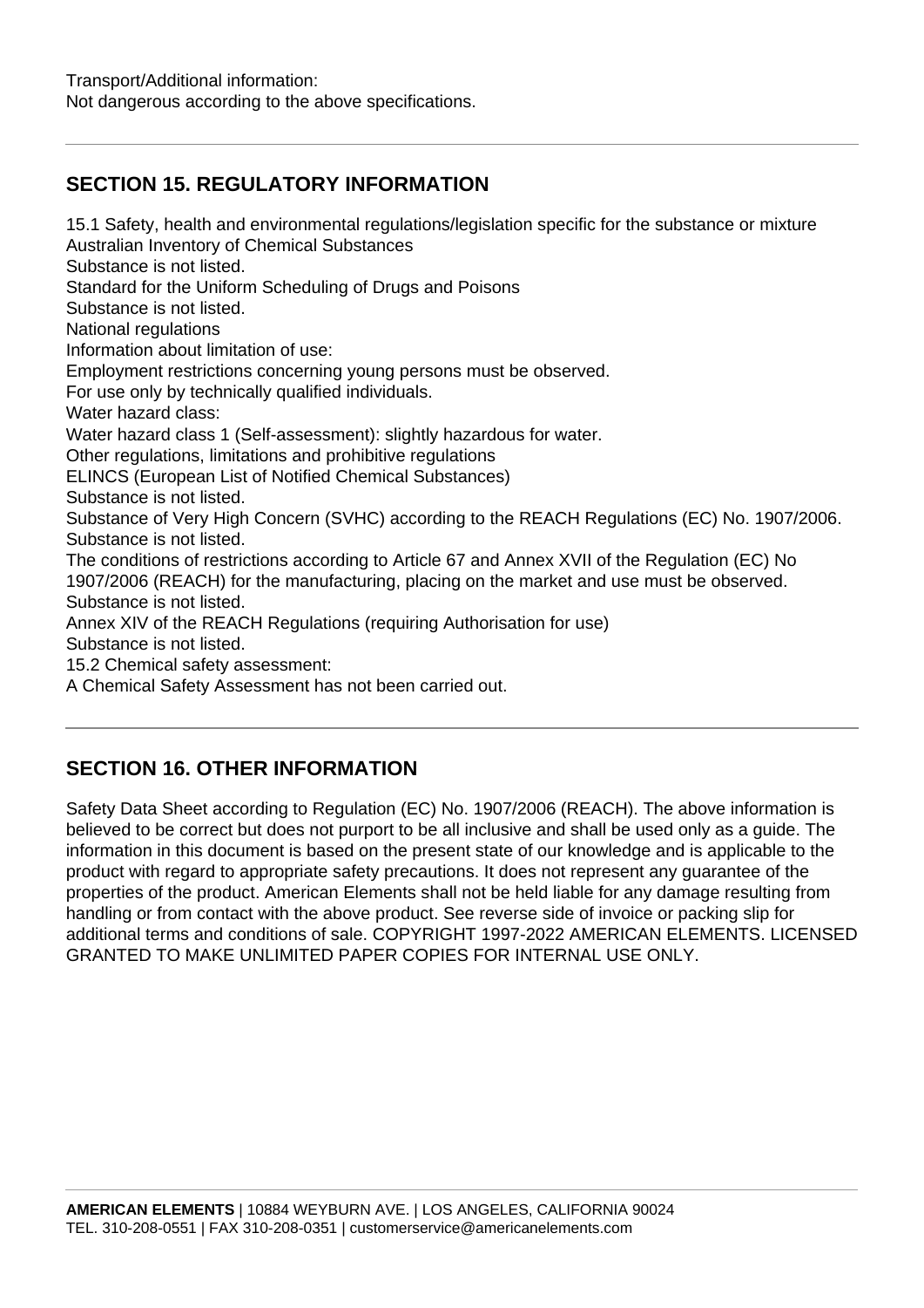Transport/Additional information:
Not dangerous according to the above specifications.

---

## SECTION 15. REGULATORY INFORMATION

15.1 Safety, health and environmental regulations/legislation specific for the substance or mixture
Australian Inventory of Chemical Substances
Substance is not listed.
Standard for the Uniform Scheduling of Drugs and Poisons
Substance is not listed.
National regulations
Information about limitation of use:
Employment restrictions concerning young persons must be observed.
For use only by technically qualified individuals.
Water hazard class:
Water hazard class 1 (Self-assessment): slightly hazardous for water.
Other regulations, limitations and prohibitive regulations
ELINCS (European List of Notified Chemical Substances)
Substance is not listed.
Substance of Very High Concern (SVHC) according to the REACH Regulations (EC) No. 1907/2006.
Substance is not listed.
The conditions of restrictions according to Article 67 and Annex XVII of the Regulation (EC) No 1907/2006 (REACH) for the manufacturing, placing on the market and use must be observed.
Substance is not listed.
Annex XIV of the REACH Regulations (requiring Authorisation for use)
Substance is not listed.
15.2 Chemical safety assessment:
A Chemical Safety Assessment has not been carried out.

---

## SECTION 16. OTHER INFORMATION

Safety Data Sheet according to Regulation (EC) No. 1907/2006 (REACH). The above information is believed to be correct but does not purport to be all inclusive and shall be used only as a guide. The information in this document is based on the present state of our knowledge and is applicable to the product with regard to appropriate safety precautions. It does not represent any guarantee of the properties of the product. American Elements shall not be held liable for any damage resulting from handling or from contact with the above product. See reverse side of invoice or packing slip for additional terms and conditions of sale. COPYRIGHT 1997-2022 AMERICAN ELEMENTS. LICENSED GRANTED TO MAKE UNLIMITED PAPER COPIES FOR INTERNAL USE ONLY.